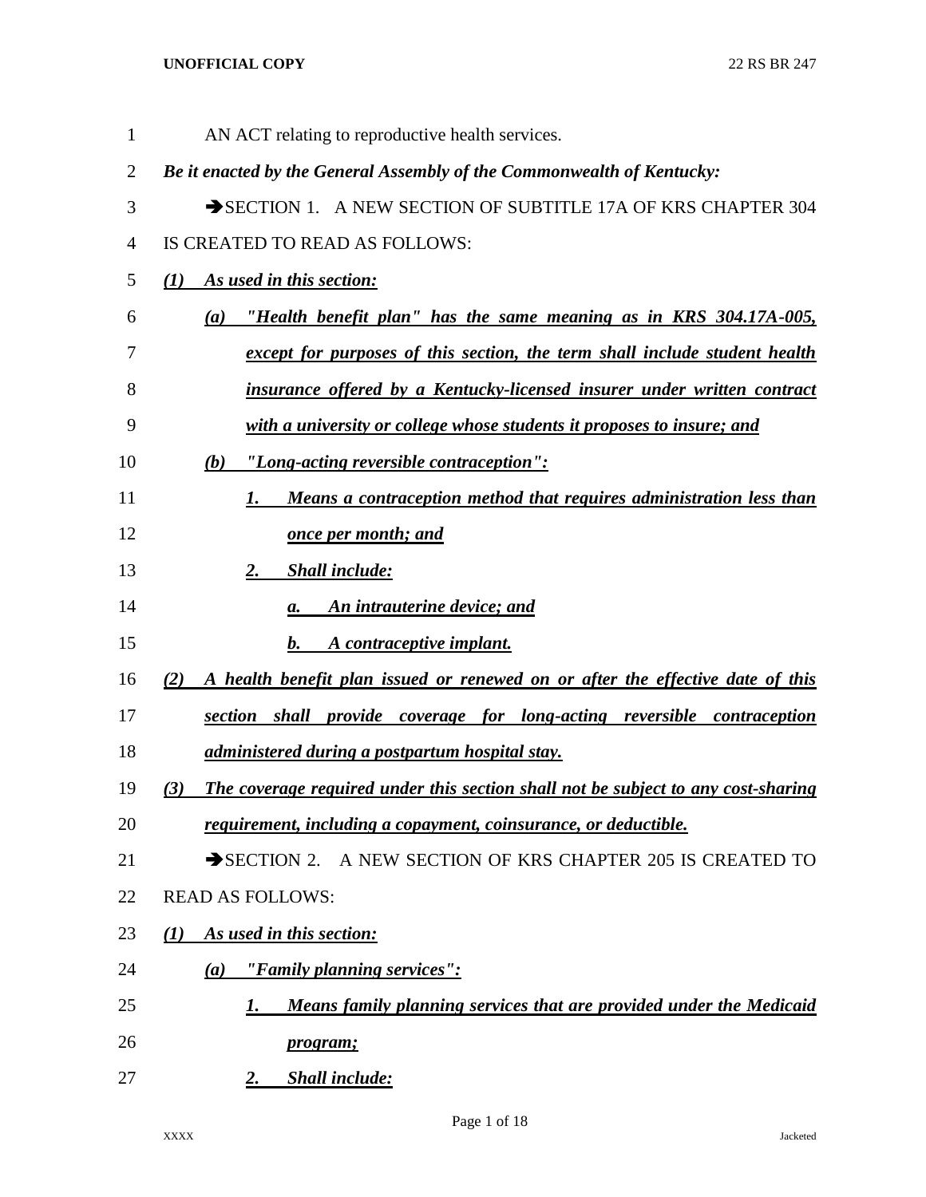AN ACT relating to reproductive health services.

***Be it enacted by the General Assembly of the Commonwealth of Kentucky:***

➔SECTION 1. A NEW SECTION OF SUBTITLE 17A OF KRS CHAPTER 304 IS CREATED TO READ AS FOLLOWS:

***(1) As used in this section:***

***(a) "Health benefit plan" has the same meaning as in KRS 304.17A-005, except for purposes of this section, the term shall include student health insurance offered by a Kentucky-licensed insurer under written contract with a university or college whose students it proposes to insure; and***

***(b) "Long-acting reversible contraception":***

***1. Means a contraception method that requires administration less than once per month; and***

***2. Shall include:***

***a. An intrauterine device; and***

***b. A contraceptive implant.***

***(2) A health benefit plan issued or renewed on or after the effective date of this section shall provide coverage for long-acting reversible contraception administered during a postpartum hospital stay.***

***(3) The coverage required under this section shall not be subject to any cost-sharing requirement, including a copayment, coinsurance, or deductible.***

➔SECTION 2. A NEW SECTION OF KRS CHAPTER 205 IS CREATED TO READ AS FOLLOWS:

***(1) As used in this section:***

***(a) "Family planning services":***

***1. Means family planning services that are provided under the Medicaid program;***

***2. Shall include:***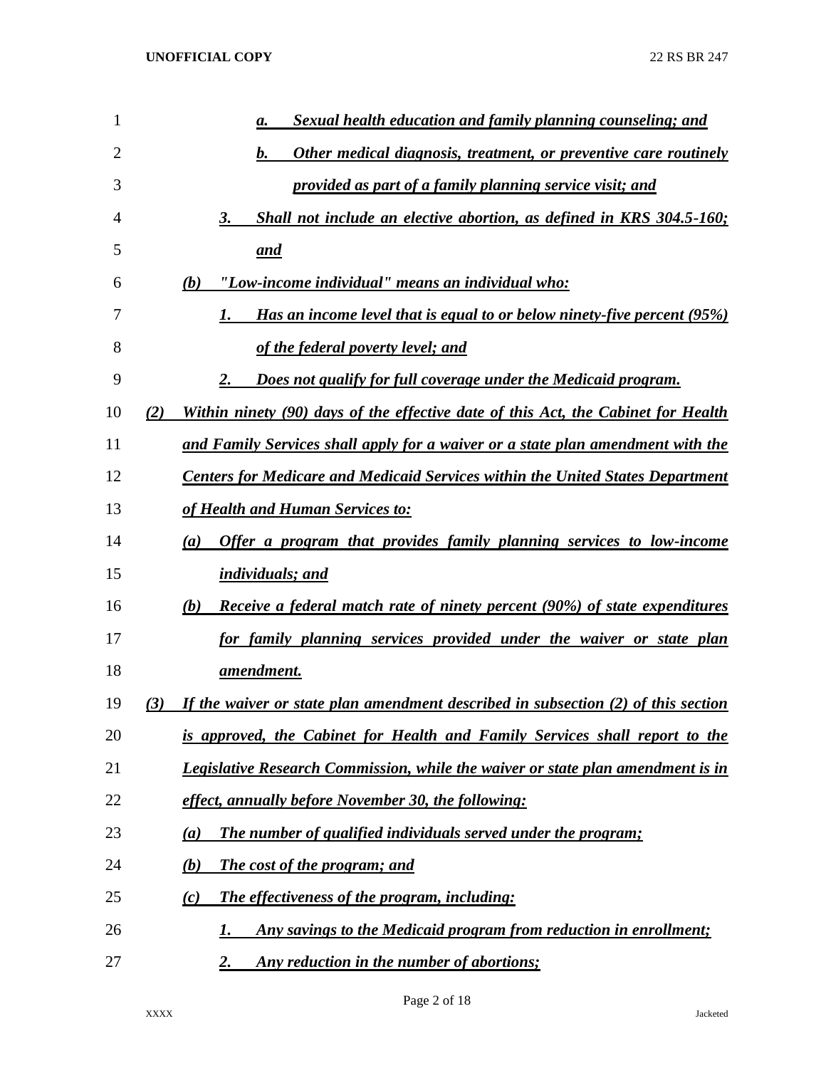a. Sexual health education and family planning counseling; and

b. Other medical diagnosis, treatment, or preventive care routinely provided as part of a family planning service visit; and

3. Shall not include an elective abortion, as defined in KRS 304.5-160; and

(b) "Low-income individual" means an individual who:

1. Has an income level that is equal to or below ninety-five percent (95%) of the federal poverty level; and

2. Does not qualify for full coverage under the Medicaid program.

(2) Within ninety (90) days of the effective date of this Act, the Cabinet for Health and Family Services shall apply for a waiver or a state plan amendment with the Centers for Medicare and Medicaid Services within the United States Department of Health and Human Services to:

(a) Offer a program that provides family planning services to low-income individuals; and

(b) Receive a federal match rate of ninety percent (90%) of state expenditures for family planning services provided under the waiver or state plan amendment.

(3) If the waiver or state plan amendment described in subsection (2) of this section is approved, the Cabinet for Health and Family Services shall report to the Legislative Research Commission, while the waiver or state plan amendment is in effect, annually before November 30, the following:

(a) The number of qualified individuals served under the program;

(b) The cost of the program; and

(c) The effectiveness of the program, including:

1. Any savings to the Medicaid program from reduction in enrollment;

2. Any reduction in the number of abortions;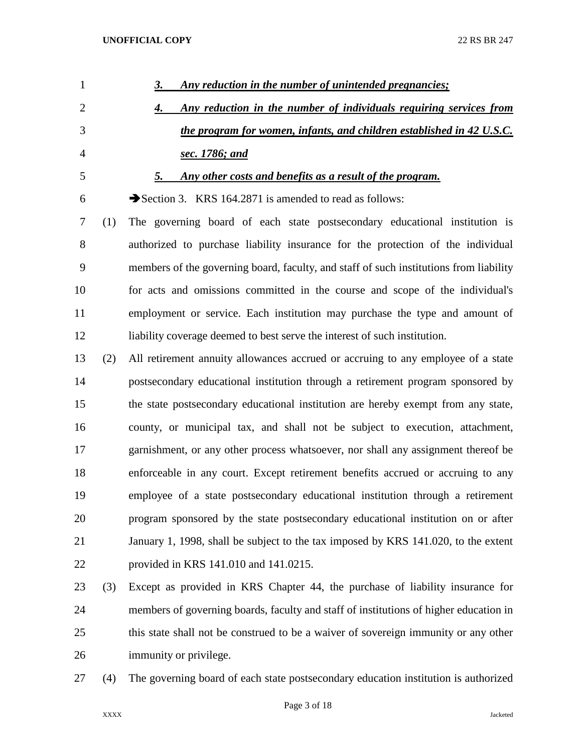***3. Any reduction in the number of unintended pregnancies;***

***4. Any reduction in the number of individuals requiring services from the program for women, infants, and children established in 42 U.S.C. sec. 1786; and***

***5. Any other costs and benefits as a result of the program.***

➔Section 3. KRS 164.2871 is amended to read as follows:

(1) The governing board of each state postsecondary educational institution is authorized to purchase liability insurance for the protection of the individual members of the governing board, faculty, and staff of such institutions from liability for acts and omissions committed in the course and scope of the individual's employment or service. Each institution may purchase the type and amount of liability coverage deemed to best serve the interest of such institution.

(2) All retirement annuity allowances accrued or accruing to any employee of a state postsecondary educational institution through a retirement program sponsored by the state postsecondary educational institution are hereby exempt from any state, county, or municipal tax, and shall not be subject to execution, attachment, garnishment, or any other process whatsoever, nor shall any assignment thereof be enforceable in any court. Except retirement benefits accrued or accruing to any employee of a state postsecondary educational institution through a retirement program sponsored by the state postsecondary educational institution on or after January 1, 1998, shall be subject to the tax imposed by KRS 141.020, to the extent provided in KRS 141.010 and 141.0215.

(3) Except as provided in KRS Chapter 44, the purchase of liability insurance for members of governing boards, faculty and staff of institutions of higher education in this state shall not be construed to be a waiver of sovereign immunity or any other immunity or privilege.

(4) The governing board of each state postsecondary education institution is authorized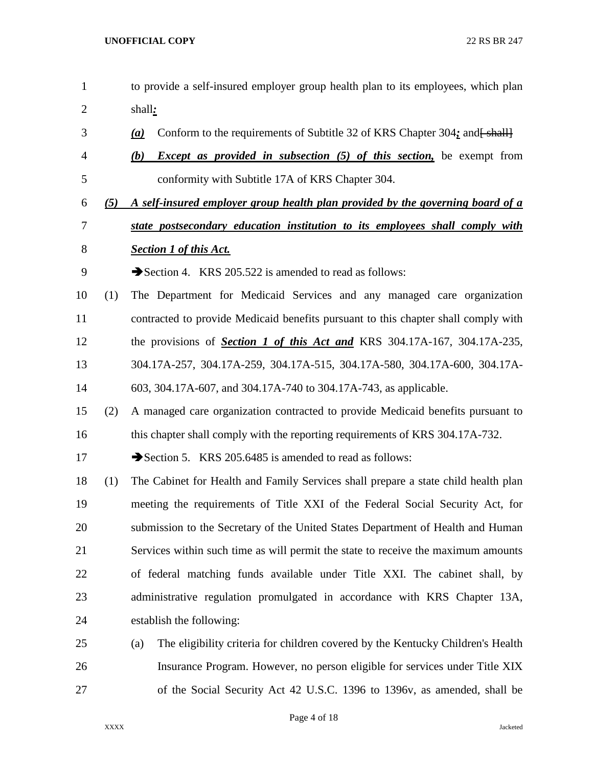to provide a self-insured employer group health plan to its employees, which plan shall***:***

***(a)*** Conform to the requirements of Subtitle 32 of KRS Chapter 304***;*** and~~[ shall]~~

***(b)*** ***Except as provided in subsection (5) of this section,*** be exempt from conformity with Subtitle 17A of KRS Chapter 304.

***(5)*** ***A self-insured employer group health plan provided by the governing board of a state postsecondary education institution to its employees shall comply with Section 1 of this Act.***

➔Section 4. KRS 205.522 is amended to read as follows:

(1) The Department for Medicaid Services and any managed care organization contracted to provide Medicaid benefits pursuant to this chapter shall comply with the provisions of ***Section 1 of this Act and*** KRS 304.17A-167, 304.17A-235, 304.17A-257, 304.17A-259, 304.17A-515, 304.17A-580, 304.17A-600, 304.17A-603, 304.17A-607, and 304.17A-740 to 304.17A-743, as applicable.

(2) A managed care organization contracted to provide Medicaid benefits pursuant to this chapter shall comply with the reporting requirements of KRS 304.17A-732.

➔Section 5. KRS 205.6485 is amended to read as follows:

(1) The Cabinet for Health and Family Services shall prepare a state child health plan meeting the requirements of Title XXI of the Federal Social Security Act, for submission to the Secretary of the United States Department of Health and Human Services within such time as will permit the state to receive the maximum amounts of federal matching funds available under Title XXI. The cabinet shall, by administrative regulation promulgated in accordance with KRS Chapter 13A, establish the following:

(a) The eligibility criteria for children covered by the Kentucky Children's Health Insurance Program. However, no person eligible for services under Title XIX of the Social Security Act 42 U.S.C. 1396 to 1396v, as amended, shall be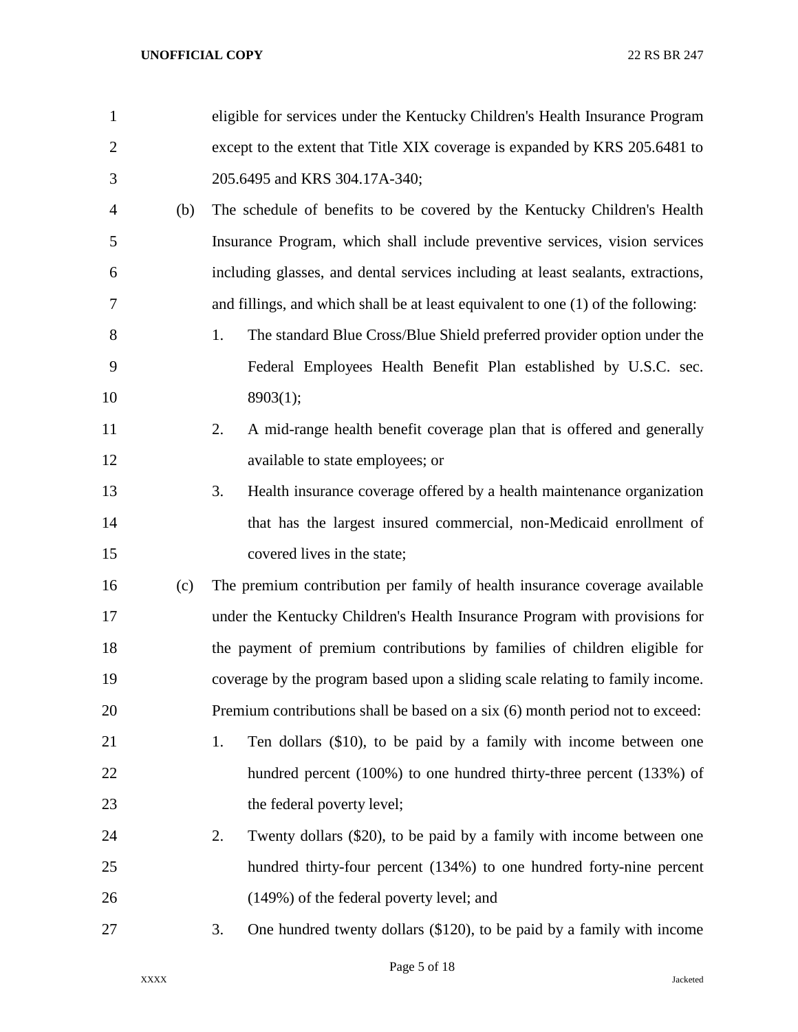eligible for services under the Kentucky Children's Health Insurance Program except to the extent that Title XIX coverage is expanded by KRS 205.6481 to 205.6495 and KRS 304.17A-340;

(b) The schedule of benefits to be covered by the Kentucky Children's Health Insurance Program, which shall include preventive services, vision services including glasses, and dental services including at least sealants, extractions, and fillings, and which shall be at least equivalent to one (1) of the following:

1. The standard Blue Cross/Blue Shield preferred provider option under the Federal Employees Health Benefit Plan established by U.S.C. sec. 8903(1);

2. A mid-range health benefit coverage plan that is offered and generally available to state employees; or

3. Health insurance coverage offered by a health maintenance organization that has the largest insured commercial, non-Medicaid enrollment of covered lives in the state;

(c) The premium contribution per family of health insurance coverage available under the Kentucky Children's Health Insurance Program with provisions for the payment of premium contributions by families of children eligible for coverage by the program based upon a sliding scale relating to family income. Premium contributions shall be based on a six (6) month period not to exceed:

1. Ten dollars ($10), to be paid by a family with income between one hundred percent (100%) to one hundred thirty-three percent (133%) of the federal poverty level;

2. Twenty dollars ($20), to be paid by a family with income between one hundred thirty-four percent (134%) to one hundred forty-nine percent (149%) of the federal poverty level; and

3. One hundred twenty dollars ($120), to be paid by a family with income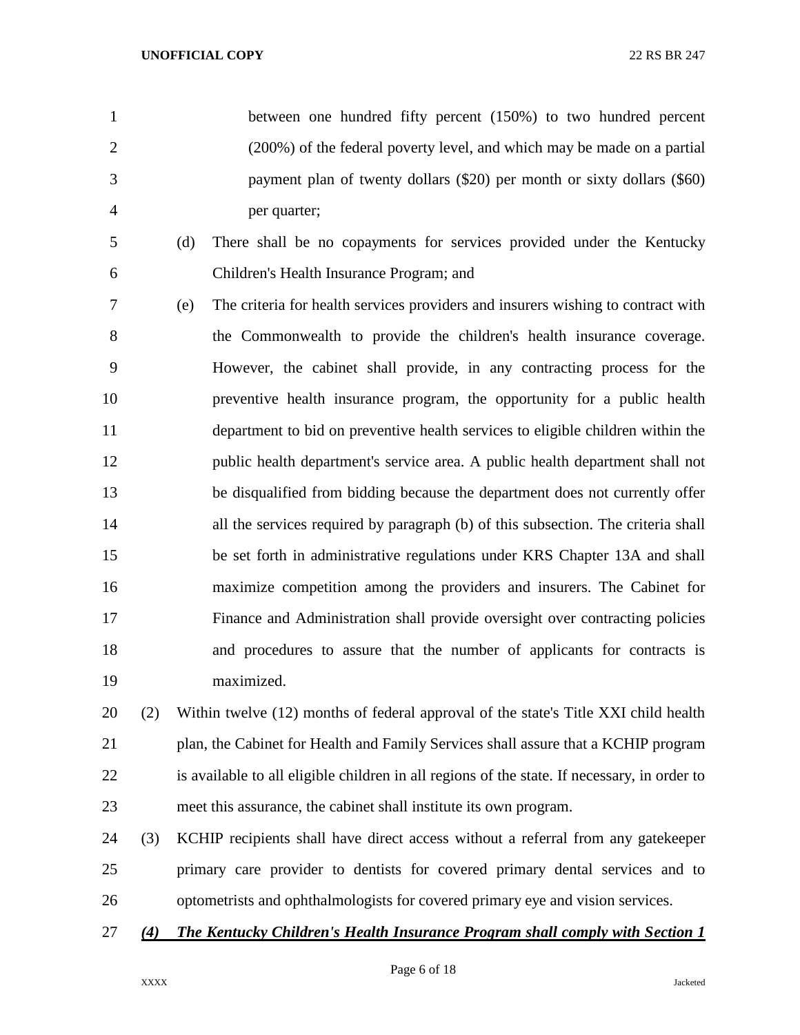between one hundred fifty percent (150%) to two hundred percent (200%) of the federal poverty level, and which may be made on a partial payment plan of twenty dollars ($20) per month or sixty dollars ($60) per quarter;

(d) There shall be no copayments for services provided under the Kentucky Children's Health Insurance Program; and

(e) The criteria for health services providers and insurers wishing to contract with the Commonwealth to provide the children's health insurance coverage. However, the cabinet shall provide, in any contracting process for the preventive health insurance program, the opportunity for a public health department to bid on preventive health services to eligible children within the public health department's service area. A public health department shall not be disqualified from bidding because the department does not currently offer all the services required by paragraph (b) of this subsection. The criteria shall be set forth in administrative regulations under KRS Chapter 13A and shall maximize competition among the providers and insurers. The Cabinet for Finance and Administration shall provide oversight over contracting policies and procedures to assure that the number of applicants for contracts is maximized.

(2) Within twelve (12) months of federal approval of the state's Title XXI child health plan, the Cabinet for Health and Family Services shall assure that a KCHIP program is available to all eligible children in all regions of the state. If necessary, in order to meet this assurance, the cabinet shall institute its own program.

(3) KCHIP recipients shall have direct access without a referral from any gatekeeper primary care provider to dentists for covered primary dental services and to optometrists and ophthalmologists for covered primary eye and vision services.

***(4) The Kentucky Children's Health Insurance Program shall comply with Section 1***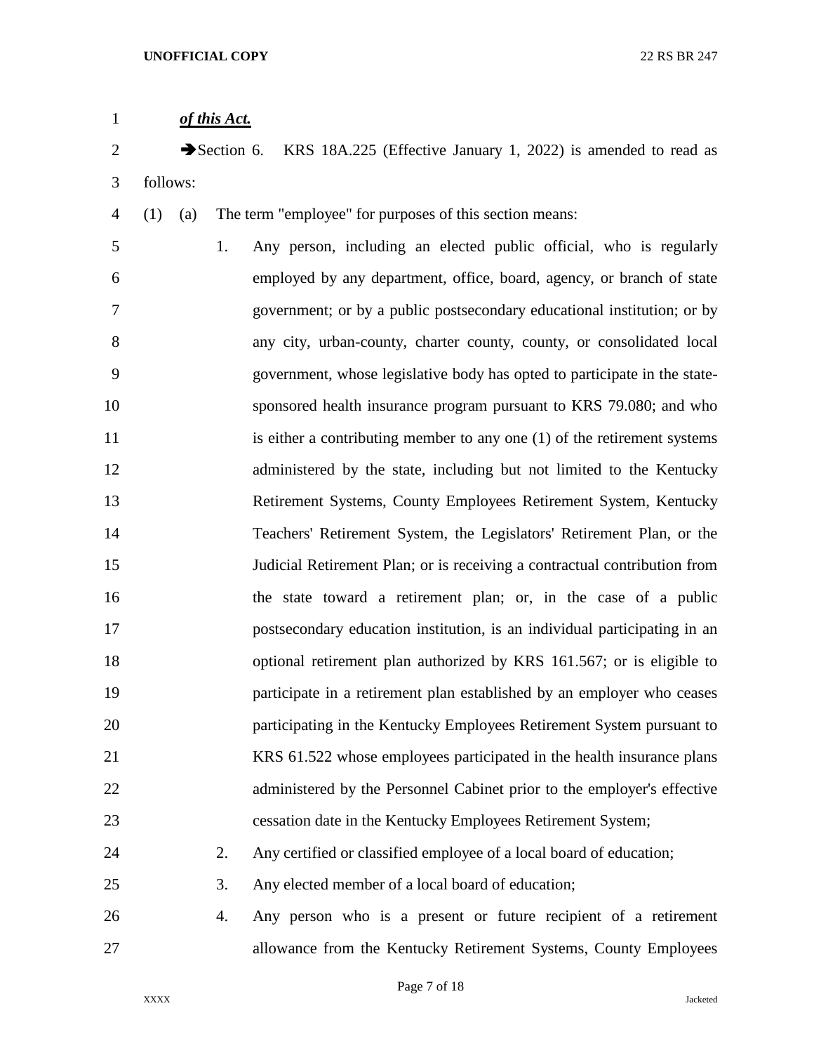***of this Act.***

➔Section 6. KRS 18A.225 (Effective January 1, 2022) is amended to read as follows:

(1) (a) The term "employee" for purposes of this section means:

1. Any person, including an elected public official, who is regularly employed by any department, office, board, agency, or branch of state government; or by a public postsecondary educational institution; or by any city, urban-county, charter county, county, or consolidated local government, whose legislative body has opted to participate in the state-sponsored health insurance program pursuant to KRS 79.080; and who is either a contributing member to any one (1) of the retirement systems administered by the state, including but not limited to the Kentucky Retirement Systems, County Employees Retirement System, Kentucky Teachers' Retirement System, the Legislators' Retirement Plan, or the Judicial Retirement Plan; or is receiving a contractual contribution from the state toward a retirement plan; or, in the case of a public postsecondary education institution, is an individual participating in an optional retirement plan authorized by KRS 161.567; or is eligible to participate in a retirement plan established by an employer who ceases participating in the Kentucky Employees Retirement System pursuant to KRS 61.522 whose employees participated in the health insurance plans administered by the Personnel Cabinet prior to the employer's effective cessation date in the Kentucky Employees Retirement System;

2. Any certified or classified employee of a local board of education;

3. Any elected member of a local board of education;

4. Any person who is a present or future recipient of a retirement allowance from the Kentucky Retirement Systems, County Employees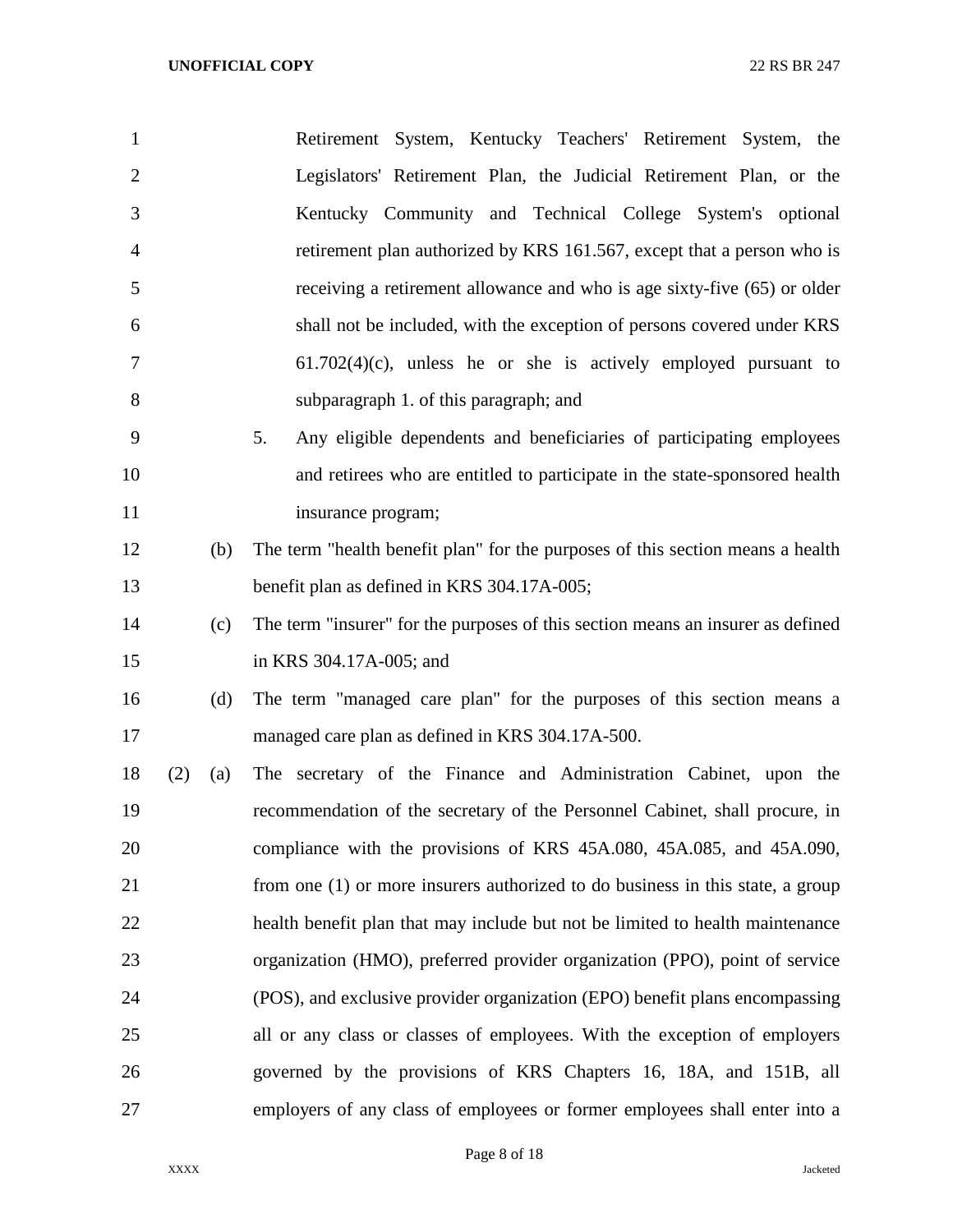Retirement System, Kentucky Teachers' Retirement System, the Legislators' Retirement Plan, the Judicial Retirement Plan, or the Kentucky Community and Technical College System's optional retirement plan authorized by KRS 161.567, except that a person who is receiving a retirement allowance and who is age sixty-five (65) or older shall not be included, with the exception of persons covered under KRS 61.702(4)(c), unless he or she is actively employed pursuant to subparagraph 1. of this paragraph; and

5. Any eligible dependents and beneficiaries of participating employees and retirees who are entitled to participate in the state-sponsored health insurance program;

(b) The term "health benefit plan" for the purposes of this section means a health benefit plan as defined in KRS 304.17A-005;

(c) The term "insurer" for the purposes of this section means an insurer as defined in KRS 304.17A-005; and

(d) The term "managed care plan" for the purposes of this section means a managed care plan as defined in KRS 304.17A-500.

(2) (a) The secretary of the Finance and Administration Cabinet, upon the recommendation of the secretary of the Personnel Cabinet, shall procure, in compliance with the provisions of KRS 45A.080, 45A.085, and 45A.090, from one (1) or more insurers authorized to do business in this state, a group health benefit plan that may include but not be limited to health maintenance organization (HMO), preferred provider organization (PPO), point of service (POS), and exclusive provider organization (EPO) benefit plans encompassing all or any class or classes of employees. With the exception of employers governed by the provisions of KRS Chapters 16, 18A, and 151B, all employers of any class of employees or former employees shall enter into a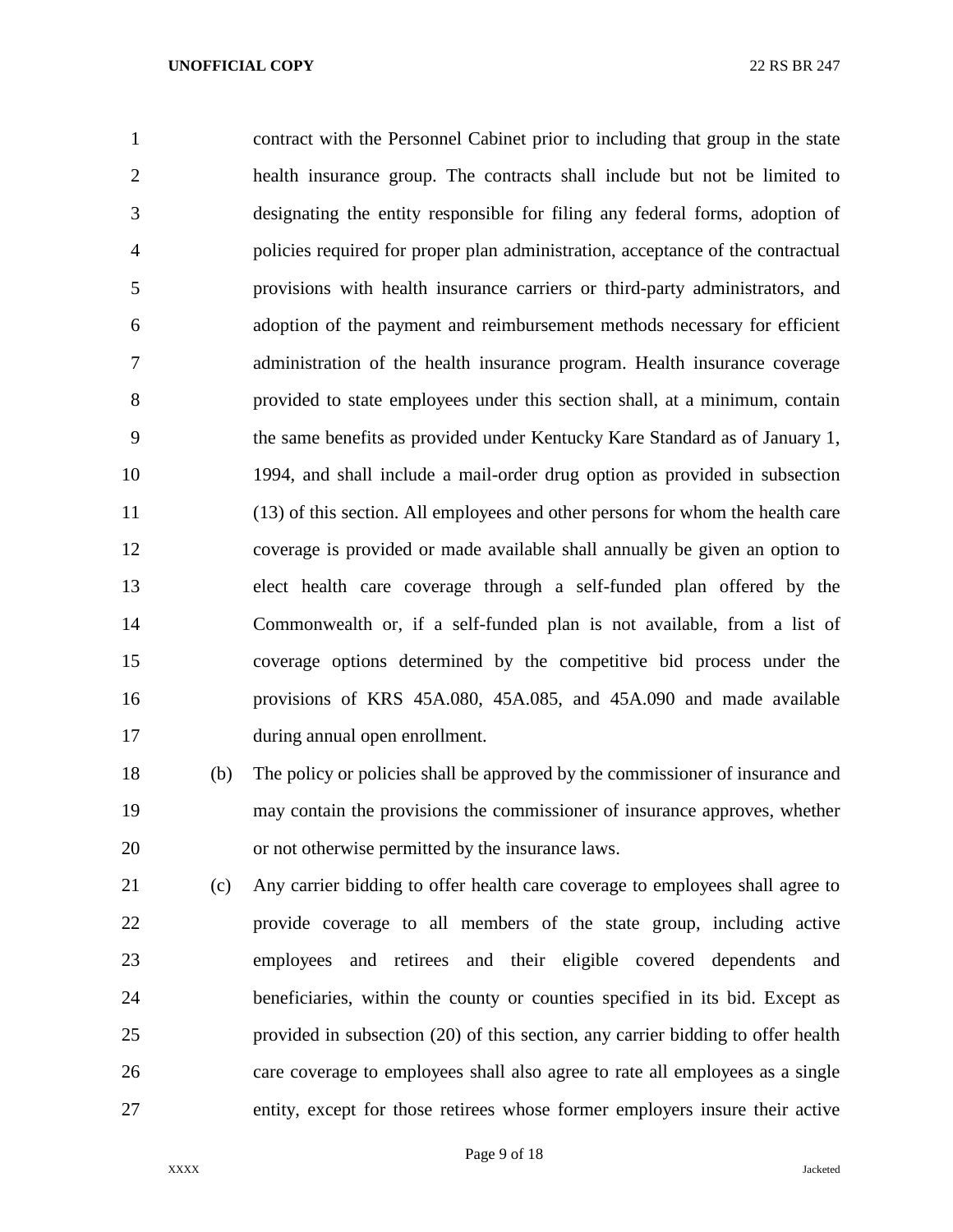contract with the Personnel Cabinet prior to including that group in the state health insurance group. The contracts shall include but not be limited to designating the entity responsible for filing any federal forms, adoption of policies required for proper plan administration, acceptance of the contractual provisions with health insurance carriers or third-party administrators, and adoption of the payment and reimbursement methods necessary for efficient administration of the health insurance program. Health insurance coverage provided to state employees under this section shall, at a minimum, contain the same benefits as provided under Kentucky Kare Standard as of January 1, 1994, and shall include a mail-order drug option as provided in subsection (13) of this section. All employees and other persons for whom the health care coverage is provided or made available shall annually be given an option to elect health care coverage through a self-funded plan offered by the Commonwealth or, if a self-funded plan is not available, from a list of coverage options determined by the competitive bid process under the provisions of KRS 45A.080, 45A.085, and 45A.090 and made available during annual open enrollment.

(b) The policy or policies shall be approved by the commissioner of insurance and may contain the provisions the commissioner of insurance approves, whether or not otherwise permitted by the insurance laws.

(c) Any carrier bidding to offer health care coverage to employees shall agree to provide coverage to all members of the state group, including active employees and retirees and their eligible covered dependents and beneficiaries, within the county or counties specified in its bid. Except as provided in subsection (20) of this section, any carrier bidding to offer health care coverage to employees shall also agree to rate all employees as a single entity, except for those retirees whose former employers insure their active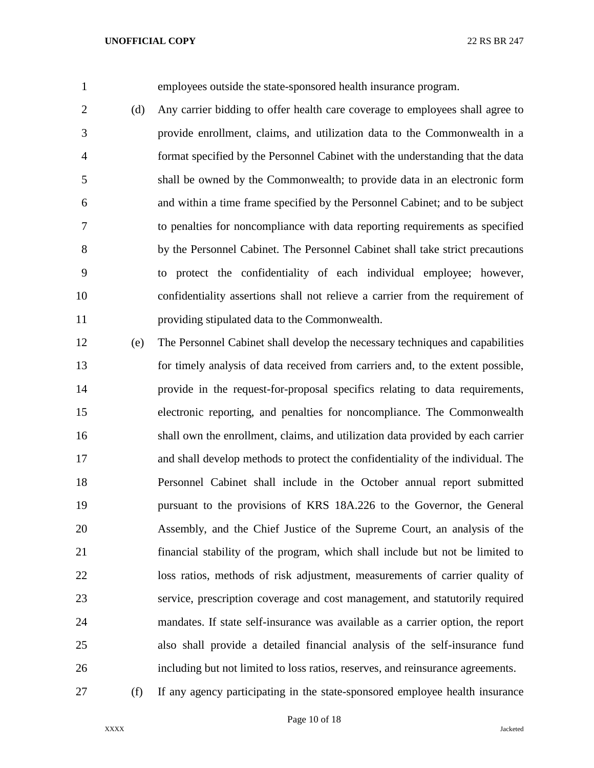employees outside the state-sponsored health insurance program.

(d) Any carrier bidding to offer health care coverage to employees shall agree to provide enrollment, claims, and utilization data to the Commonwealth in a format specified by the Personnel Cabinet with the understanding that the data shall be owned by the Commonwealth; to provide data in an electronic form and within a time frame specified by the Personnel Cabinet; and to be subject to penalties for noncompliance with data reporting requirements as specified by the Personnel Cabinet. The Personnel Cabinet shall take strict precautions to protect the confidentiality of each individual employee; however, confidentiality assertions shall not relieve a carrier from the requirement of providing stipulated data to the Commonwealth.

(e) The Personnel Cabinet shall develop the necessary techniques and capabilities for timely analysis of data received from carriers and, to the extent possible, provide in the request-for-proposal specifics relating to data requirements, electronic reporting, and penalties for noncompliance. The Commonwealth shall own the enrollment, claims, and utilization data provided by each carrier and shall develop methods to protect the confidentiality of the individual. The Personnel Cabinet shall include in the October annual report submitted pursuant to the provisions of KRS 18A.226 to the Governor, the General Assembly, and the Chief Justice of the Supreme Court, an analysis of the financial stability of the program, which shall include but not be limited to loss ratios, methods of risk adjustment, measurements of carrier quality of service, prescription coverage and cost management, and statutorily required mandates. If state self-insurance was available as a carrier option, the report also shall provide a detailed financial analysis of the self-insurance fund including but not limited to loss ratios, reserves, and reinsurance agreements.

(f) If any agency participating in the state-sponsored employee health insurance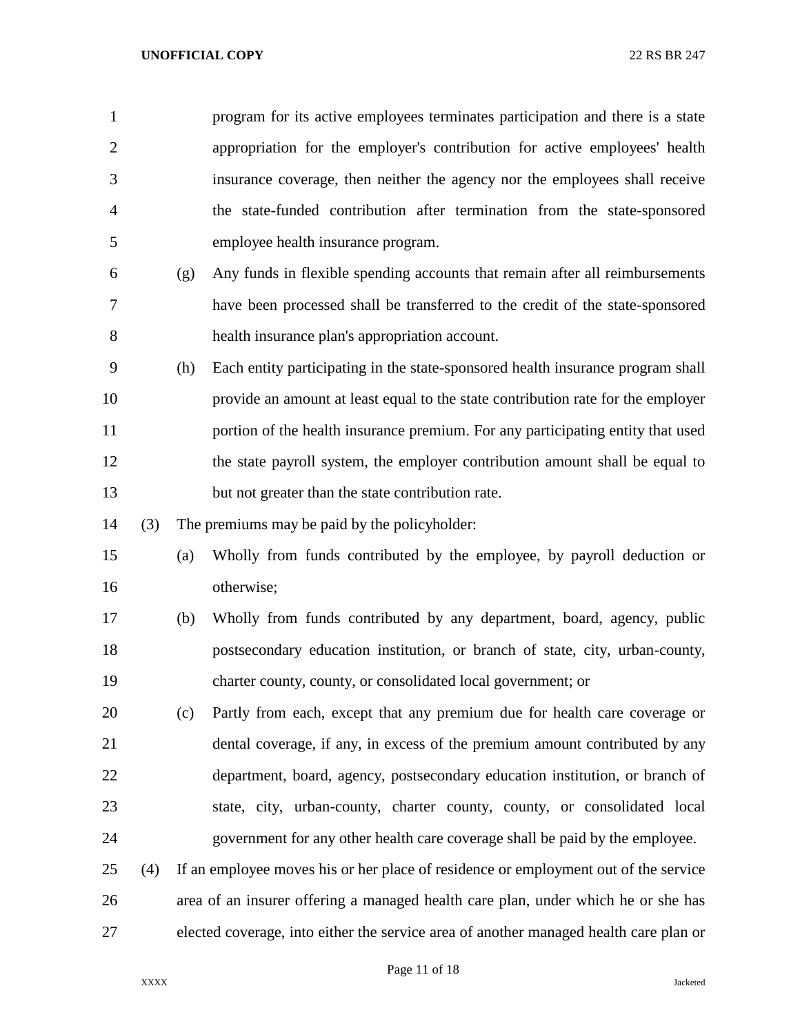program for its active employees terminates participation and there is a state appropriation for the employer's contribution for active employees' health insurance coverage, then neither the agency nor the employees shall receive the state-funded contribution after termination from the state-sponsored employee health insurance program.

(g) Any funds in flexible spending accounts that remain after all reimbursements have been processed shall be transferred to the credit of the state-sponsored health insurance plan's appropriation account.

(h) Each entity participating in the state-sponsored health insurance program shall provide an amount at least equal to the state contribution rate for the employer portion of the health insurance premium. For any participating entity that used the state payroll system, the employer contribution amount shall be equal to but not greater than the state contribution rate.

(3) The premiums may be paid by the policyholder:

(a) Wholly from funds contributed by the employee, by payroll deduction or otherwise;

(b) Wholly from funds contributed by any department, board, agency, public postsecondary education institution, or branch of state, city, urban-county, charter county, county, or consolidated local government; or

(c) Partly from each, except that any premium due for health care coverage or dental coverage, if any, in excess of the premium amount contributed by any department, board, agency, postsecondary education institution, or branch of state, city, urban-county, charter county, county, or consolidated local government for any other health care coverage shall be paid by the employee.

(4) If an employee moves his or her place of residence or employment out of the service area of an insurer offering a managed health care plan, under which he or she has elected coverage, into either the service area of another managed health care plan or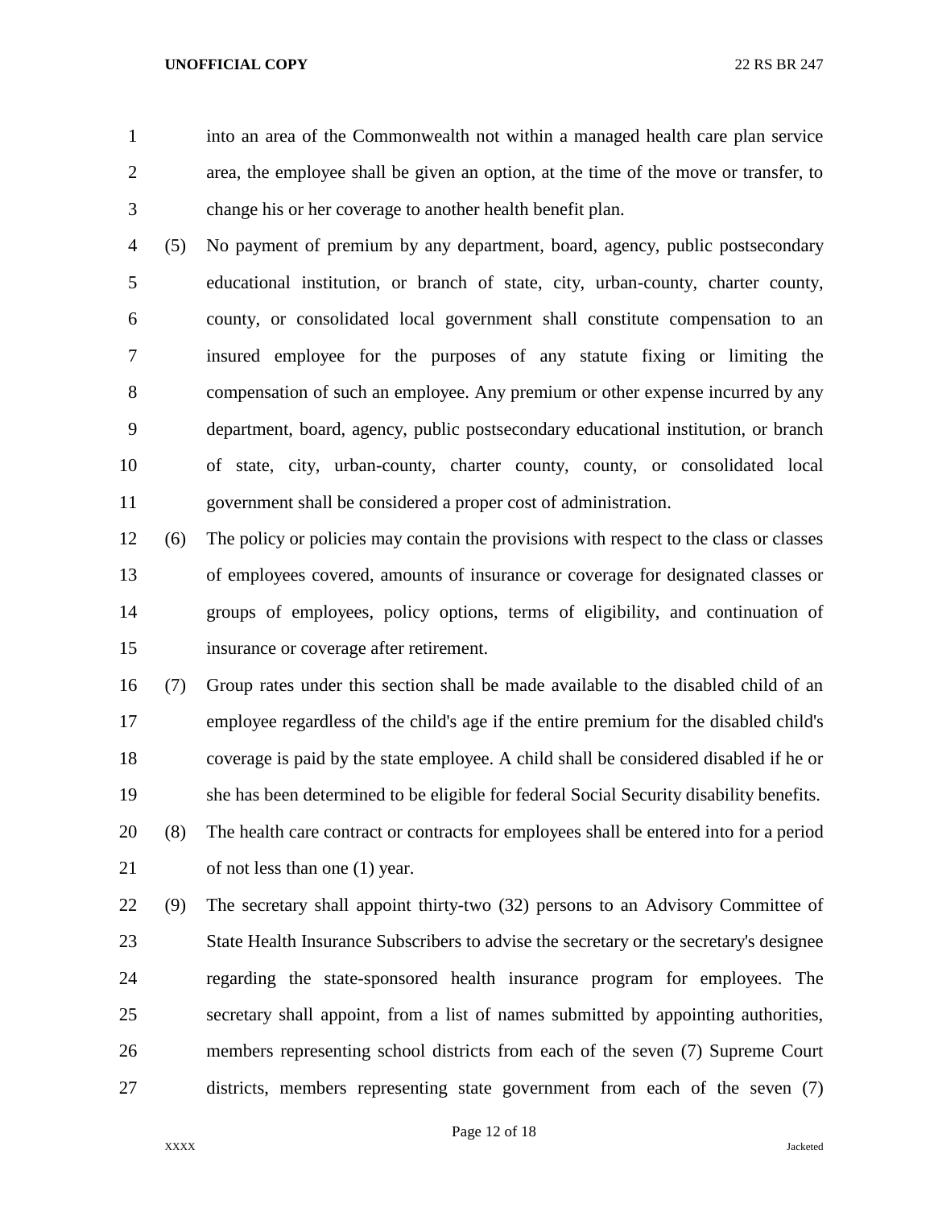into an area of the Commonwealth not within a managed health care plan service area, the employee shall be given an option, at the time of the move or transfer, to change his or her coverage to another health benefit plan.

(5) No payment of premium by any department, board, agency, public postsecondary educational institution, or branch of state, city, urban-county, charter county, county, or consolidated local government shall constitute compensation to an insured employee for the purposes of any statute fixing or limiting the compensation of such an employee. Any premium or other expense incurred by any department, board, agency, public postsecondary educational institution, or branch of state, city, urban-county, charter county, county, or consolidated local government shall be considered a proper cost of administration.

(6) The policy or policies may contain the provisions with respect to the class or classes of employees covered, amounts of insurance or coverage for designated classes or groups of employees, policy options, terms of eligibility, and continuation of insurance or coverage after retirement.

(7) Group rates under this section shall be made available to the disabled child of an employee regardless of the child's age if the entire premium for the disabled child's coverage is paid by the state employee. A child shall be considered disabled if he or she has been determined to be eligible for federal Social Security disability benefits.

(8) The health care contract or contracts for employees shall be entered into for a period of not less than one (1) year.

(9) The secretary shall appoint thirty-two (32) persons to an Advisory Committee of State Health Insurance Subscribers to advise the secretary or the secretary's designee regarding the state-sponsored health insurance program for employees. The secretary shall appoint, from a list of names submitted by appointing authorities, members representing school districts from each of the seven (7) Supreme Court districts, members representing state government from each of the seven (7)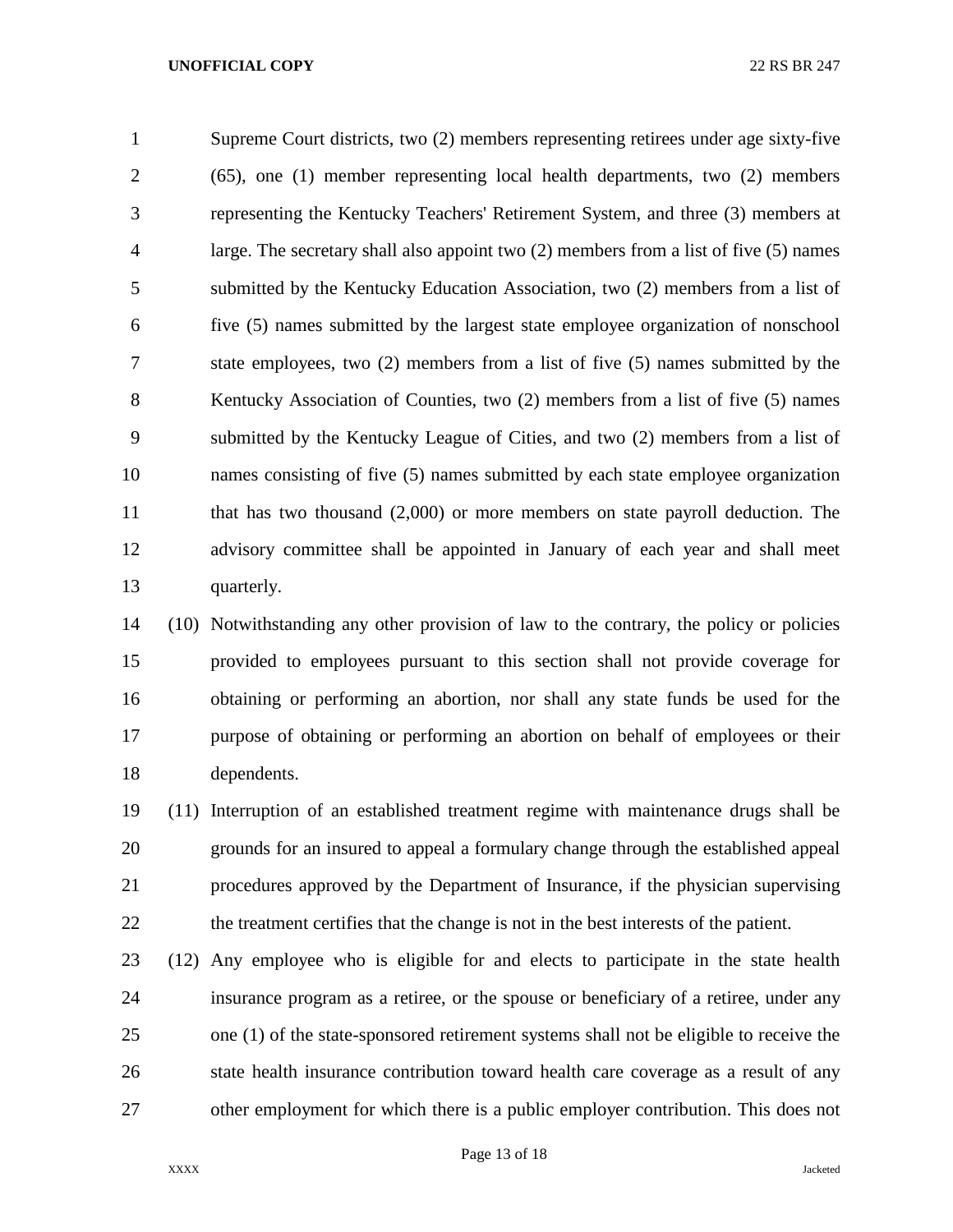Supreme Court districts, two (2) members representing retirees under age sixty-five (65), one (1) member representing local health departments, two (2) members representing the Kentucky Teachers' Retirement System, and three (3) members at large. The secretary shall also appoint two (2) members from a list of five (5) names submitted by the Kentucky Education Association, two (2) members from a list of five (5) names submitted by the largest state employee organization of nonschool state employees, two (2) members from a list of five (5) names submitted by the Kentucky Association of Counties, two (2) members from a list of five (5) names submitted by the Kentucky League of Cities, and two (2) members from a list of names consisting of five (5) names submitted by each state employee organization that has two thousand (2,000) or more members on state payroll deduction. The advisory committee shall be appointed in January of each year and shall meet quarterly.

(10) Notwithstanding any other provision of law to the contrary, the policy or policies provided to employees pursuant to this section shall not provide coverage for obtaining or performing an abortion, nor shall any state funds be used for the purpose of obtaining or performing an abortion on behalf of employees or their dependents.

(11) Interruption of an established treatment regime with maintenance drugs shall be grounds for an insured to appeal a formulary change through the established appeal procedures approved by the Department of Insurance, if the physician supervising the treatment certifies that the change is not in the best interests of the patient.

(12) Any employee who is eligible for and elects to participate in the state health insurance program as a retiree, or the spouse or beneficiary of a retiree, under any one (1) of the state-sponsored retirement systems shall not be eligible to receive the state health insurance contribution toward health care coverage as a result of any other employment for which there is a public employer contribution. This does not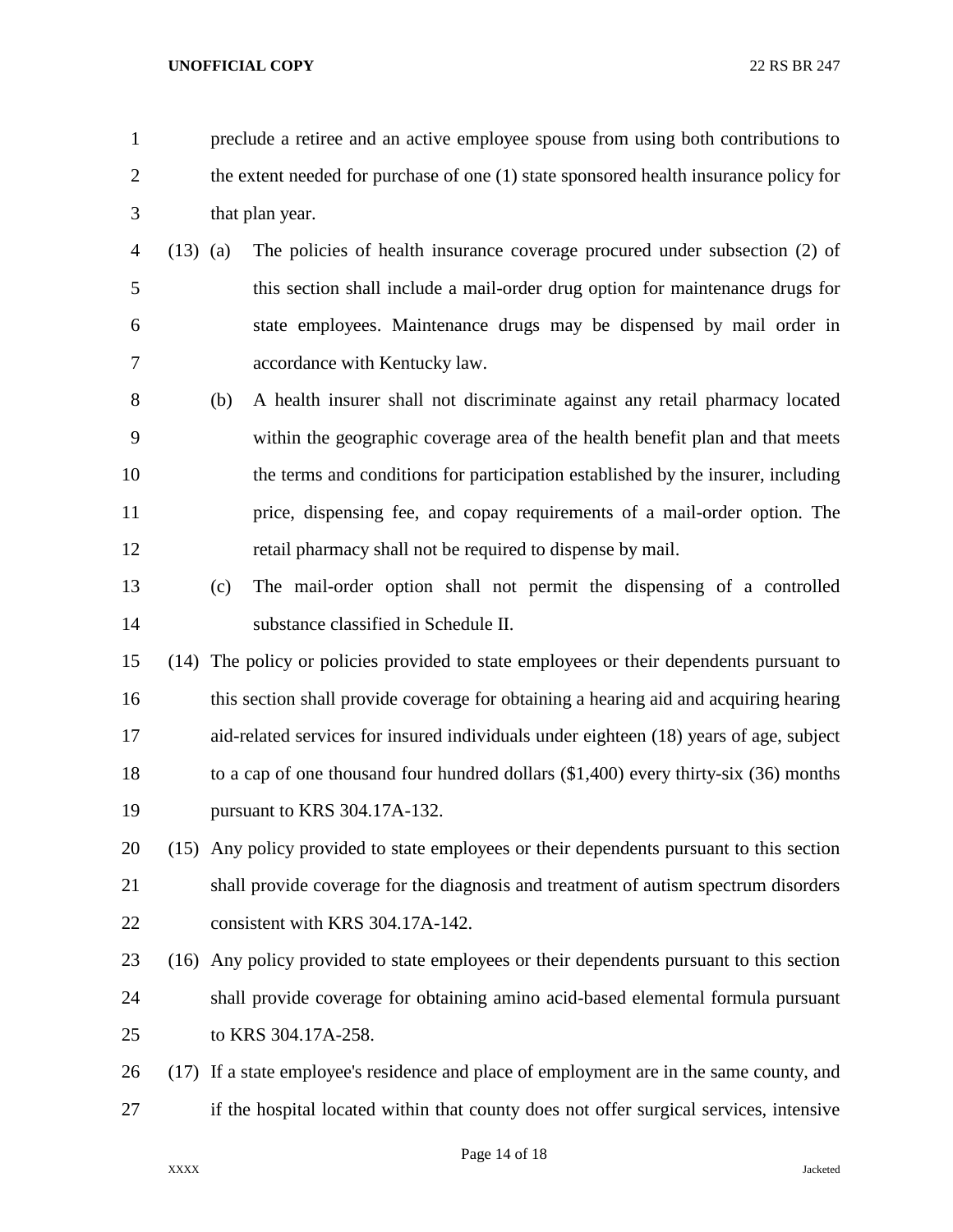preclude a retiree and an active employee spouse from using both contributions to the extent needed for purchase of one (1) state sponsored health insurance policy for that plan year.

(13) (a) The policies of health insurance coverage procured under subsection (2) of this section shall include a mail-order drug option for maintenance drugs for state employees. Maintenance drugs may be dispensed by mail order in accordance with Kentucky law.

(b) A health insurer shall not discriminate against any retail pharmacy located within the geographic coverage area of the health benefit plan and that meets the terms and conditions for participation established by the insurer, including price, dispensing fee, and copay requirements of a mail-order option. The retail pharmacy shall not be required to dispense by mail.

(c) The mail-order option shall not permit the dispensing of a controlled substance classified in Schedule II.

(14) The policy or policies provided to state employees or their dependents pursuant to this section shall provide coverage for obtaining a hearing aid and acquiring hearing aid-related services for insured individuals under eighteen (18) years of age, subject to a cap of one thousand four hundred dollars ($1,400) every thirty-six (36) months pursuant to KRS 304.17A-132.

(15) Any policy provided to state employees or their dependents pursuant to this section shall provide coverage for the diagnosis and treatment of autism spectrum disorders consistent with KRS 304.17A-142.

(16) Any policy provided to state employees or their dependents pursuant to this section shall provide coverage for obtaining amino acid-based elemental formula pursuant to KRS 304.17A-258.

(17) If a state employee's residence and place of employment are in the same county, and if the hospital located within that county does not offer surgical services, intensive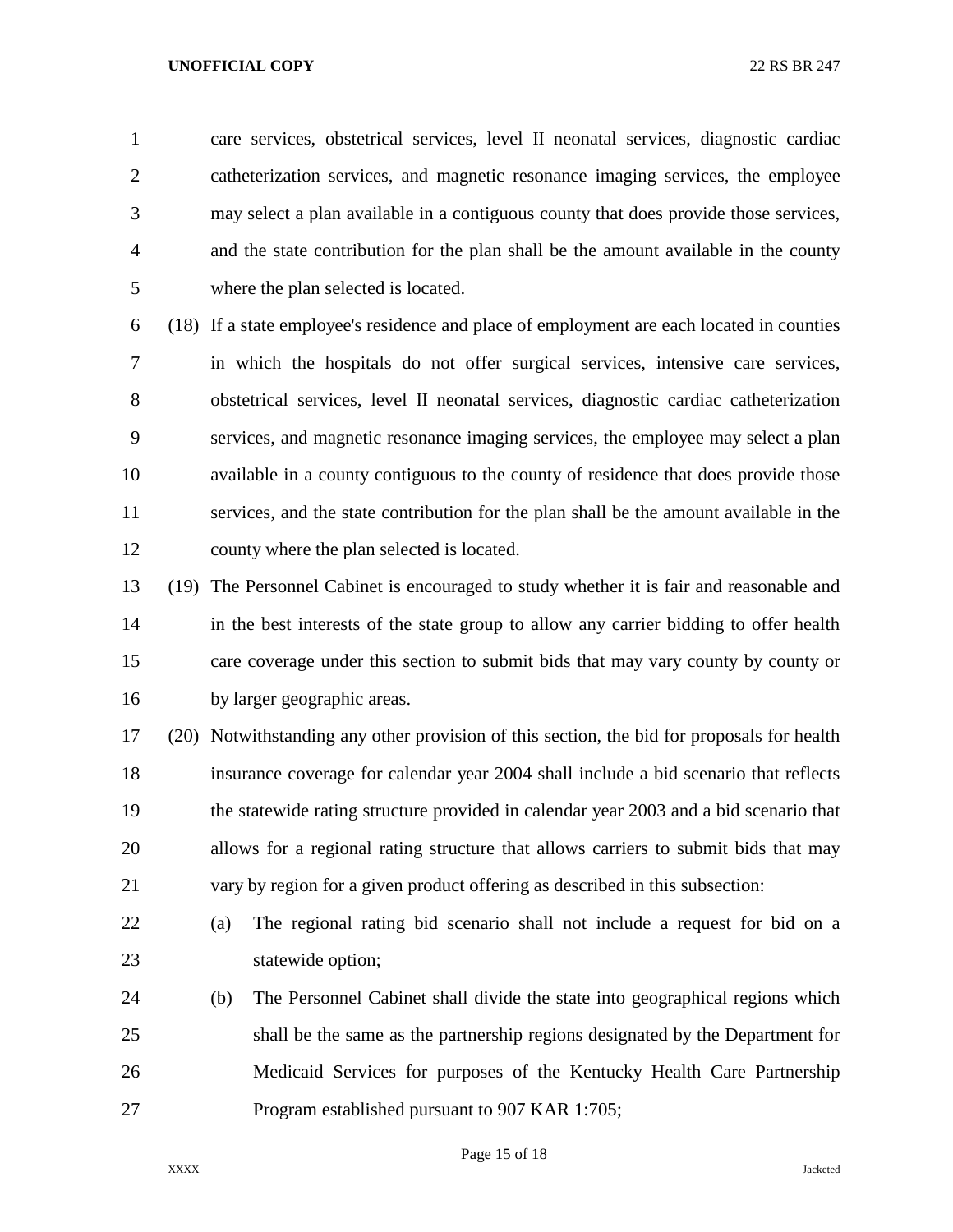care services, obstetrical services, level II neonatal services, diagnostic cardiac catheterization services, and magnetic resonance imaging services, the employee may select a plan available in a contiguous county that does provide those services, and the state contribution for the plan shall be the amount available in the county where the plan selected is located.

(18) If a state employee's residence and place of employment are each located in counties in which the hospitals do not offer surgical services, intensive care services, obstetrical services, level II neonatal services, diagnostic cardiac catheterization services, and magnetic resonance imaging services, the employee may select a plan available in a county contiguous to the county of residence that does provide those services, and the state contribution for the plan shall be the amount available in the county where the plan selected is located.

(19) The Personnel Cabinet is encouraged to study whether it is fair and reasonable and in the best interests of the state group to allow any carrier bidding to offer health care coverage under this section to submit bids that may vary county by county or by larger geographic areas.

(20) Notwithstanding any other provision of this section, the bid for proposals for health insurance coverage for calendar year 2004 shall include a bid scenario that reflects the statewide rating structure provided in calendar year 2003 and a bid scenario that allows for a regional rating structure that allows carriers to submit bids that may vary by region for a given product offering as described in this subsection:

(a) The regional rating bid scenario shall not include a request for bid on a statewide option;

(b) The Personnel Cabinet shall divide the state into geographical regions which shall be the same as the partnership regions designated by the Department for Medicaid Services for purposes of the Kentucky Health Care Partnership Program established pursuant to 907 KAR 1:705;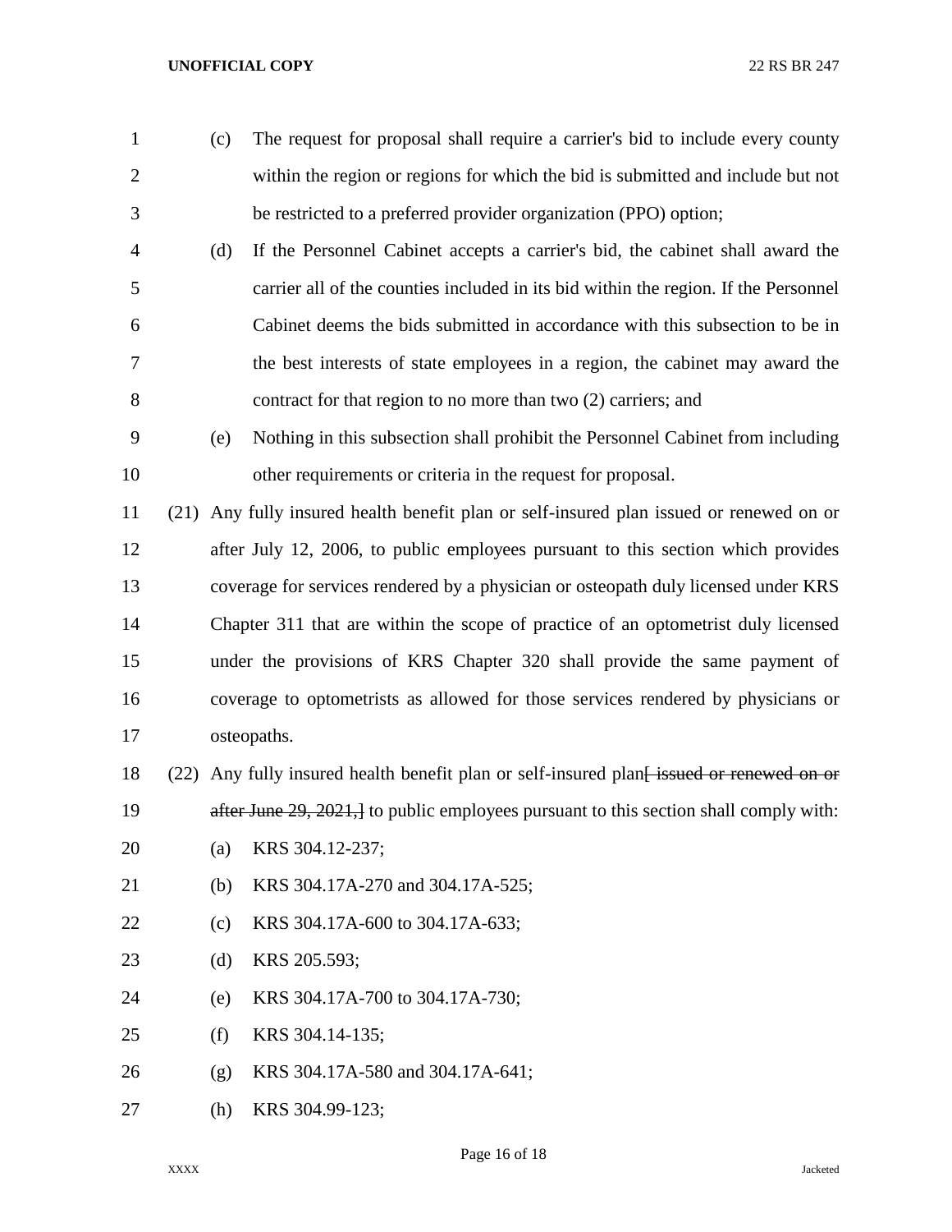(c) The request for proposal shall require a carrier's bid to include every county within the region or regions for which the bid is submitted and include but not be restricted to a preferred provider organization (PPO) option;

(d) If the Personnel Cabinet accepts a carrier's bid, the cabinet shall award the carrier all of the counties included in its bid within the region. If the Personnel Cabinet deems the bids submitted in accordance with this subsection to be in the best interests of state employees in a region, the cabinet may award the contract for that region to no more than two (2) carriers; and

(e) Nothing in this subsection shall prohibit the Personnel Cabinet from including other requirements or criteria in the request for proposal.

(21) Any fully insured health benefit plan or self-insured plan issued or renewed on or after July 12, 2006, to public employees pursuant to this section which provides coverage for services rendered by a physician or osteopath duly licensed under KRS Chapter 311 that are within the scope of practice of an optometrist duly licensed under the provisions of KRS Chapter 320 shall provide the same payment of coverage to optometrists as allowed for those services rendered by physicians or osteopaths.

(22) Any fully insured health benefit plan or self-insured plan~~[ issued or renewed on or after June 29, 2021,]~~ to public employees pursuant to this section shall comply with:

(a) KRS 304.12-237;

(b) KRS 304.17A-270 and 304.17A-525;

(c) KRS 304.17A-600 to 304.17A-633;

(d) KRS 205.593;

(e) KRS 304.17A-700 to 304.17A-730;

(f) KRS 304.14-135;

(g) KRS 304.17A-580 and 304.17A-641;

(h) KRS 304.99-123;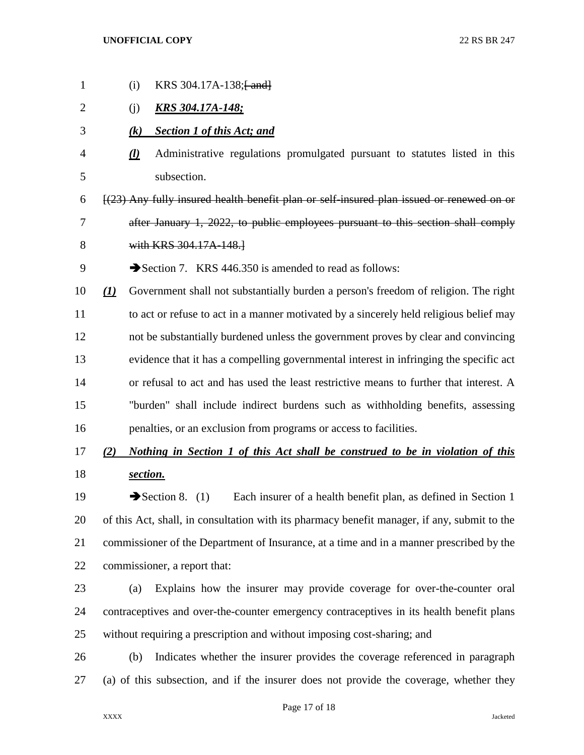(i) KRS 304.17A-138;~~[ and]~~

(j) ***KRS 304.17A-148;***

***(k) Section 1 of this Act; and***

***(l)*** Administrative regulations promulgated pursuant to statutes listed in this subsection.

~~[(23) Any fully insured health benefit plan or self-insured plan issued or renewed on or after January 1, 2022, to public employees pursuant to this section shall comply with KRS 304.17A-148.]~~

➔Section 7. KRS 446.350 is amended to read as follows:

***(1)*** Government shall not substantially burden a person's freedom of religion. The right to act or refuse to act in a manner motivated by a sincerely held religious belief may not be substantially burdened unless the government proves by clear and convincing evidence that it has a compelling governmental interest in infringing the specific act or refusal to act and has used the least restrictive means to further that interest. A "burden" shall include indirect burdens such as withholding benefits, assessing penalties, or an exclusion from programs or access to facilities.

***(2) Nothing in Section 1 of this Act shall be construed to be in violation of this section.***

➔Section 8. (1) Each insurer of a health benefit plan, as defined in Section 1 of this Act, shall, in consultation with its pharmacy benefit manager, if any, submit to the commissioner of the Department of Insurance, at a time and in a manner prescribed by the commissioner, a report that:

(a) Explains how the insurer may provide coverage for over-the-counter oral contraceptives and over-the-counter emergency contraceptives in its health benefit plans without requiring a prescription and without imposing cost-sharing; and

(b) Indicates whether the insurer provides the coverage referenced in paragraph (a) of this subsection, and if the insurer does not provide the coverage, whether they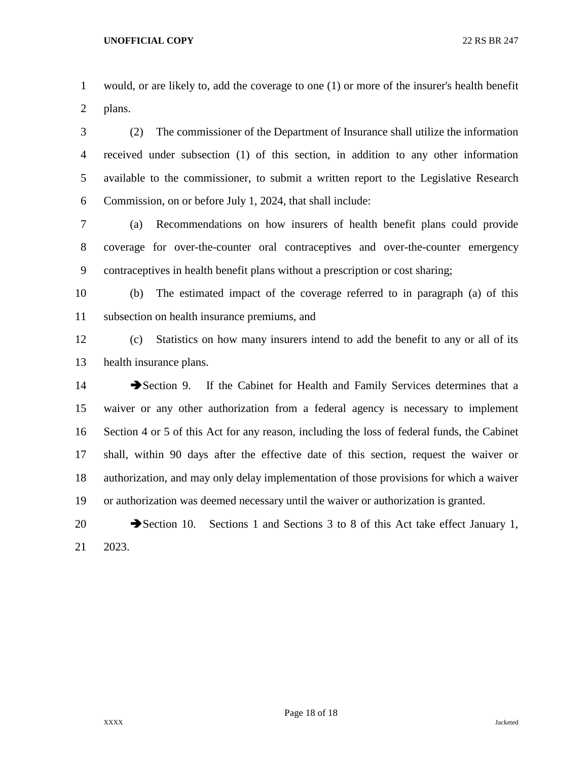would, or are likely to, add the coverage to one (1) or more of the insurer's health benefit plans.

(2) The commissioner of the Department of Insurance shall utilize the information received under subsection (1) of this section, in addition to any other information available to the commissioner, to submit a written report to the Legislative Research Commission, on or before July 1, 2024, that shall include:

(a) Recommendations on how insurers of health benefit plans could provide coverage for over-the-counter oral contraceptives and over-the-counter emergency contraceptives in health benefit plans without a prescription or cost sharing;

(b) The estimated impact of the coverage referred to in paragraph (a) of this subsection on health insurance premiums, and

(c) Statistics on how many insurers intend to add the benefit to any or all of its health insurance plans.

➔Section 9. If the Cabinet for Health and Family Services determines that a waiver or any other authorization from a federal agency is necessary to implement Section 4 or 5 of this Act for any reason, including the loss of federal funds, the Cabinet shall, within 90 days after the effective date of this section, request the waiver or authorization, and may only delay implementation of those provisions for which a waiver or authorization was deemed necessary until the waiver or authorization is granted.

➔Section 10. Sections 1 and Sections 3 to 8 of this Act take effect January 1, 2023.